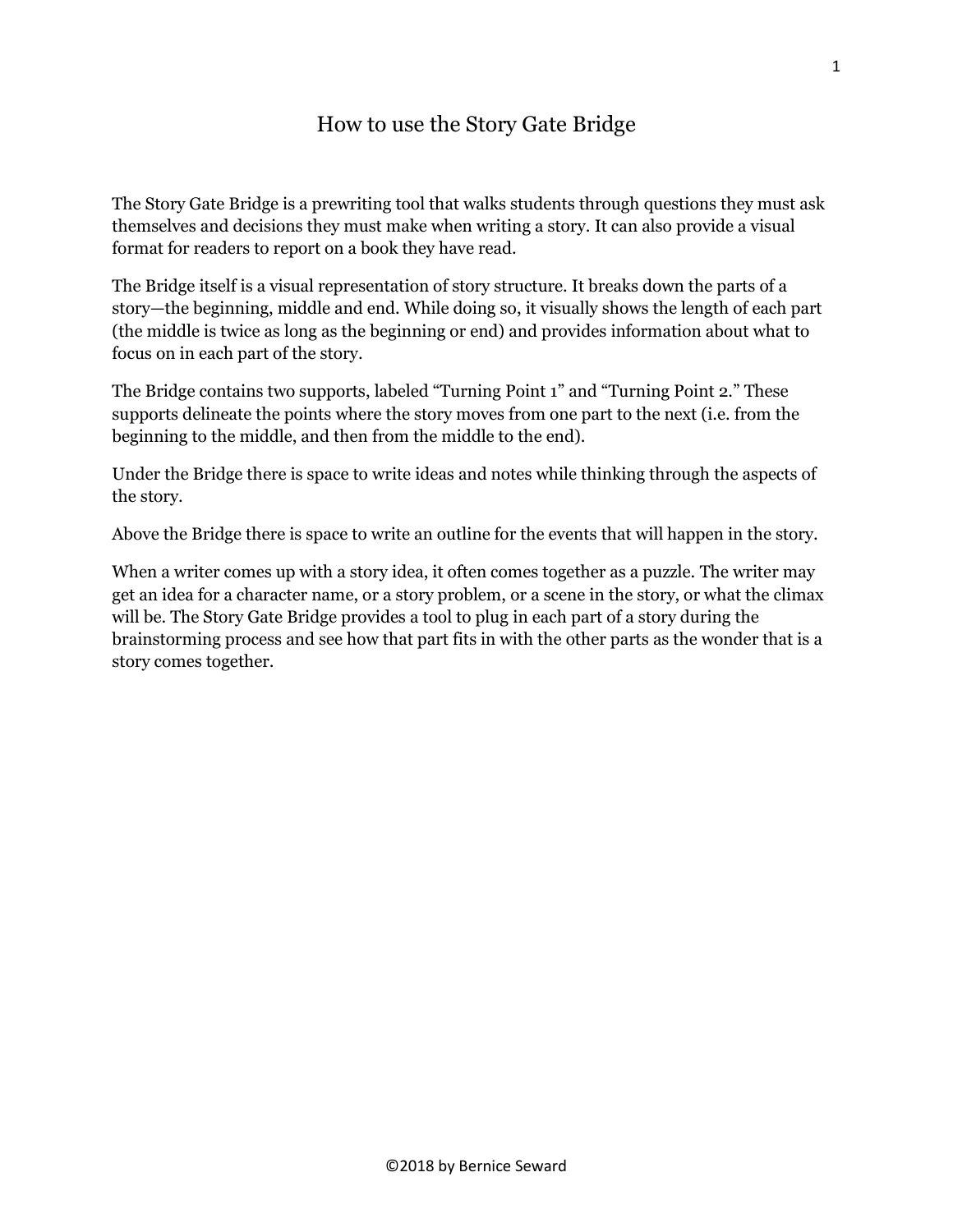# How to use the Story Gate Bridge

The Story Gate Bridge is a prewriting tool that walks students through questions they must ask themselves and decisions they must make when writing a story. It can also provide a visual format for readers to report on a book they have read.

The Bridge itself is a visual representation of story structure. It breaks down the parts of a story—the beginning, middle and end. While doing so, it visually shows the length of each part (the middle is twice as long as the beginning or end) and provides information about what to focus on in each part of the story.

The Bridge contains two supports, labeled "Turning Point 1" and "Turning Point 2." These supports delineate the points where the story moves from one part to the next (i.e. from the beginning to the middle, and then from the middle to the end).

Under the Bridge there is space to write ideas and notes while thinking through the aspects of the story.

Above the Bridge there is space to write an outline for the events that will happen in the story.

When a writer comes up with a story idea, it often comes together as a puzzle. The writer may get an idea for a character name, or a story problem, or a scene in the story, or what the climax will be. The Story Gate Bridge provides a tool to plug in each part of a story during the brainstorming process and see how that part fits in with the other parts as the wonder that is a story comes together.

©2018 by Bernice Seward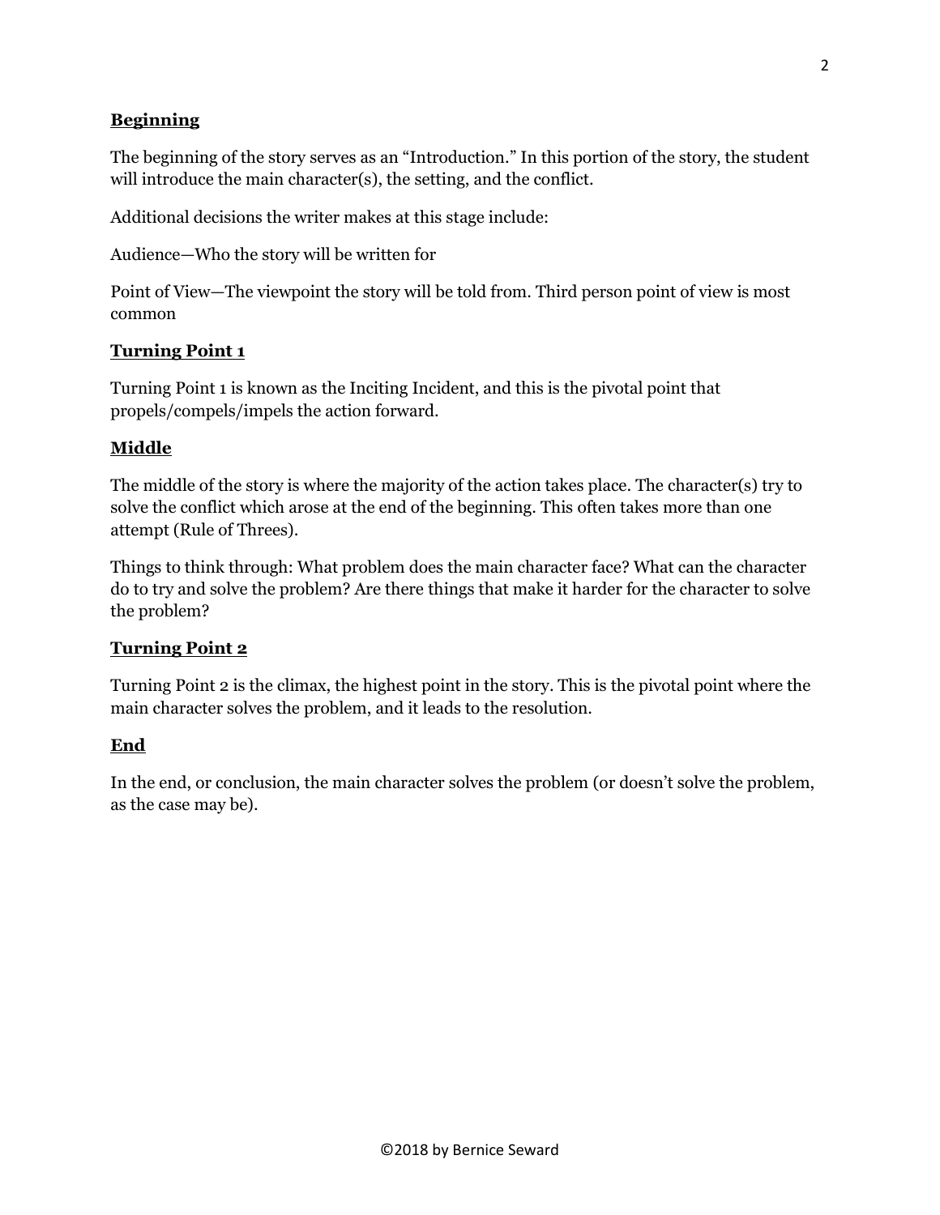**Beginning**

The beginning of the story serves as an "Introduction." In this portion of the story, the student will introduce the main character(s), the setting, and the conflict.

Additional decisions the writer makes at this stage include:

Audience—Who the story will be written for

Point of View—The viewpoint the story will be told from. Third person point of view is most common

**Turning Point 1**

Turning Point 1 is known as the Inciting Incident, and this is the pivotal point that propels/compels/impels the action forward.

**Middle**

The middle of the story is where the majority of the action takes place. The character(s) try to solve the conflict which arose at the end of the beginning. This often takes more than one attempt (Rule of Threes).

Things to think through: What problem does the main character face? What can the character do to try and solve the problem? Are there things that make it harder for the character to solve the problem?

**Turning Point 2**

Turning Point 2 is the climax, the highest point in the story. This is the pivotal point where the main character solves the problem, and it leads to the resolution.

**End**

In the end, or conclusion, the main character solves the problem (or doesn't solve the problem, as the case may be).

©2018 by Bernice Seward